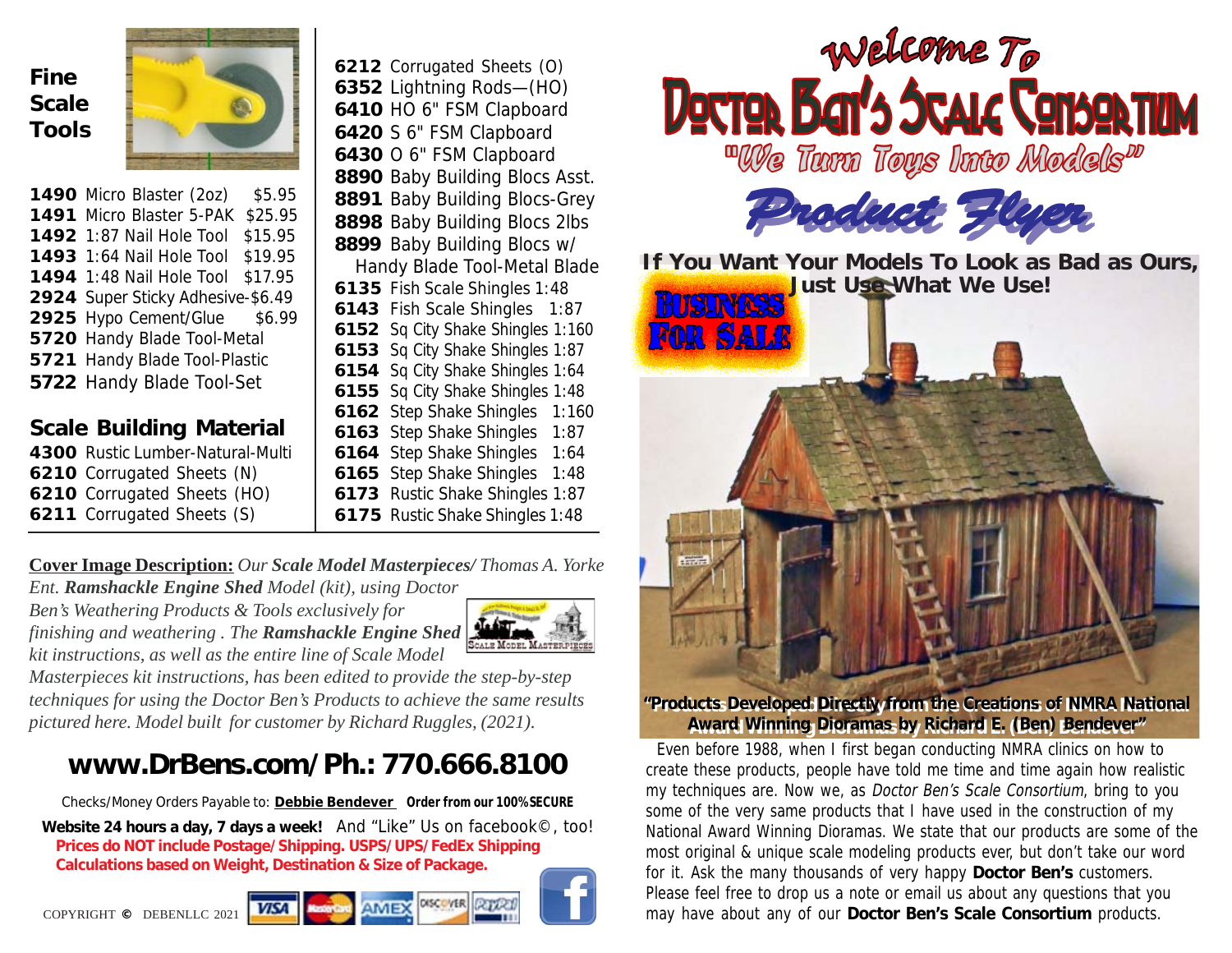# Welcome To Doctor Ben's Scale Consortium

"We Turn Toys Into Models"

## Product Flyer

**If You Want Your Models To Look as Bad as Ours, Just Use What We Use!**

BUSINESS FOR SALE

**"Products Developed Directly from the Creations of NMRA National Award Winning Dioramas by Richard E. (Ben) Bendever"**

Even before 1988, when I first began conducting NMRA clinics on how to create these products, people have told me time and time again how realistic my techniques are. Now we, as *Doctor Ben's Scale Consortium*, bring to you some of the very same products that I have used in the construction of my National Award Winning Dioramas. We state that our products are some of the most original & unique scale modeling products ever, but don't take our word for it. Ask the many thousands of very happy **Doctor Ben's** customers. Please feel free to drop us a note or email us about any questions that you may have about any of our **Doctor Ben's Scale Consortium** products.

## Fine Scale Tools

- **1490** Micro Blaster (2oz) $5.95
- **1491** Micro Blaster 5-PAK $25.95
- **1492** 1:87 Nail Hole Tool $15.95
- **1493** 1:64 Nail Hole Tool $19.95
- **1494** 1:48 Nail Hole Tool $17.95
- **2924** Super Sticky Adhesive-$6.49
- **2925** Hypo Cement/Glue $6.99
- **5720** Handy Blade Tool-Metal
- **5721** Handy Blade Tool-Plastic
- **5722** Handy Blade Tool-Set

## Scale Building Material

- **4300** Rustic Lumber-Natural-Multi
- **6210** Corrugated Sheets (N)
- **6210** Corrugated Sheets (HO)
- **6211** Corrugated Sheets (S)
- **6212** Corrugated Sheets (O)
- **6352** Lightning Rods—(HO)
- **6410** HO 6" FSM Clapboard
- **6420** S 6" FSM Clapboard
- **6430** O 6" FSM Clapboard
- **8890** Baby Building Blocs Asst.
- **8891** Baby Building Blocs-Grey
- **8898** Baby Building Blocs 2lbs
- **8899** Baby Building Blocs w/ Handy Blade Tool-Metal Blade
- **6135** Fish Scale Shingles 1:48
- **6143** Fish Scale Shingles 1:87
- **6152** Sq City Shake Shingles 1:160
- **6153** Sq City Shake Shingles 1:87
- **6154** Sq City Shake Shingles 1:64
- **6155** Sq City Shake Shingles 1:48
- **6162** Step Shake Shingles 1:160
- **6163** Step Shake Shingles 1:87
- **6164** Step Shake Shingles 1:64
- **6165** Step Shake Shingles 1:48
- **6173** Rustic Shake Shingles 1:87
- **6175** Rustic Shake Shingles 1:48

**Cover Image Description:** *Our **Scale Model Masterpieces/** Thomas A. Yorke Ent. **Ramshackle Engine Shed** Model (kit), using Doctor Ben's Weathering Products & Tools exclusively for finishing and weathering . The **Ramshackle Engine Shed** kit instructions, as well as the entire line of Scale Model Masterpieces kit instructions, has been edited to provide the step-by-step techniques for using the Doctor Ben's Products to achieve the same results pictured here. Model built for customer by Richard Ruggles, (2021).*

## www.DrBens.com/Ph.: 770.666.8100

Checks/Money Orders Payable to: **Debbie Bendever** **Order from our 100% SECURE Website 24 hours a day, 7 days a week!** And "Like" Us on facebook©, too!

**Prices do NOT include Postage/Shipping. USPS/UPS/FedEx Shipping Calculations based on Weight, Destination & Size of Package.**

COPYRIGHT © DEBENLLC 2021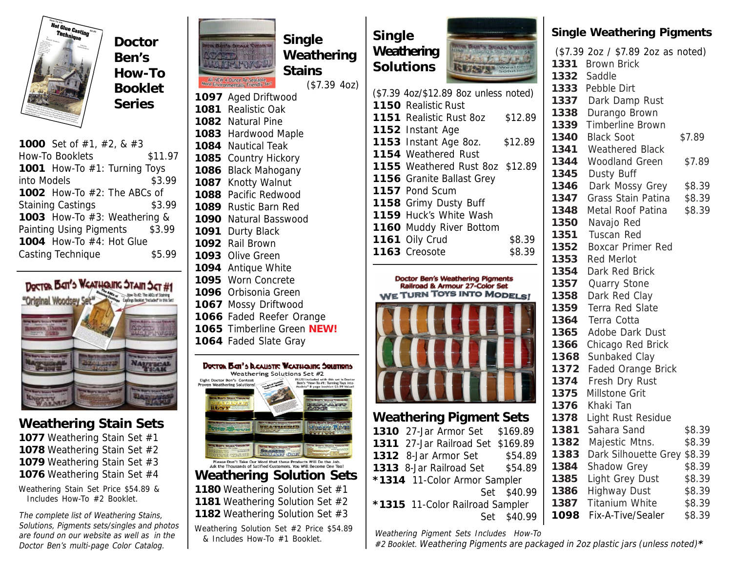## Doctor Ben's How-To Booklet Series

**1000** Set of #1, #2, & #3 How-To Booklets $11.97
**1001** How-To #1: Turning Toys into Models $3.99
**1002** How-To #2: The ABCs of Staining Castings $3.99
**1003** How-To #3: Weathering & Painting Using Pigments $3.99
**1004** How-To #4: Hot Glue Casting Technique $5.99

## Weathering Stain Sets

**1077** Weathering Stain Set #1
**1078** Weathering Stain Set #2
**1079** Weathering Stain Set #3
**1076** Weathering Stain Set #4

Weathering Stain Set Price $54.89 & Includes How-To #2 Booklet.

*The complete list of Weathering Stains, Solutions, Pigments sets/singles and photos are found on our website as well as in the Doctor Ben's multi-page Color Catalog.*

## Single Weathering Stains

($7.39 4oz)

**1097** Aged Driftwood
**1081** Realistic Oak
**1082** Natural Pine
**1083** Hardwood Maple
**1084** Nautical Teak
**1085** Country Hickory
**1086** Black Mahogany
**1087** Knotty Walnut
**1088** Pacific Redwood
**1089** Rustic Barn Red
**1090** Natural Basswood
**1091** Durty Black
**1092** Rail Brown
**1093** Olive Green
**1094** Antique White
**1095** Worn Concrete
**1096** Orbisonia Green
**1067** Mossy Driftwood
**1066** Faded Reefer Orange
**1065** Timberline Green **NEW!**
**1064** Faded Slate Gray

## Weathering Solution Sets

**1180** Weathering Solution Set #1
**1181** Weathering Solution Set #2
**1182** Weathering Solution Set #3

Weathering Solution Set #2 Price $54.89 & Includes How-To #1 Booklet.

## Single Weathering Solutions

($7.39 4oz/$12.89 8oz unless noted)

**1150** Realistic Rust
**1151** Realistic Rust 8oz $12.89
**1152** Instant Age
**1153** Instant Age 8oz. $12.89
**1154** Weathered Rust
**1155** Weathered Rust 8oz $12.89
**1156** Granite Ballast Grey
**1157** Pond Scum
**1158** Grimy Dusty Buff
**1159** Huck's White Wash
**1160** Muddy River Bottom
**1161** Oily Crud $8.39
**1163** Creosote $8.39

## Weathering Pigment Sets

**1310** 27-Jar Armor Set $169.89
**1311** 27-Jar Railroad Set $169.89
**1312** 8-Jar Armor Set $54.89
**1313** 8-Jar Railroad Set $54.89
***1314** 11-Color Armor Sampler Set $40.99
***1315** 11-Color Railroad Sampler Set $40.99

*Weathering Pigment Sets Includes How-To #2 Booklet. Weathering Pigments are packaged in 2oz plastic jars (unless noted)**

## Single Weathering Pigments

($7.39 2oz / $7.89 2oz as noted)

**1331** Brown Brick
**1332** Saddle
**1333** Pebble Dirt
**1337** Dark Damp Rust
**1338** Durango Brown
**1339** Timberline Brown
**1340** Black Soot $7.89
**1341** Weathered Black
**1344** Woodland Green $7.89
**1345** Dusty Buff
**1346** Dark Mossy Grey $8.39
**1347** Grass Stain Patina $8.39
**1348** Metal Roof Patina $8.39
**1350** Navajo Red
**1351** Tuscan Red
**1352** Boxcar Primer Red
**1353** Red Merlot
**1354** Dark Red Brick
**1357** Quarry Stone
**1358** Dark Red Clay
**1359** Terra Red Slate
**1364** Terra Cotta
**1365** Adobe Dark Dust
**1366** Chicago Red Brick
**1368** Sunbaked Clay
**1372** Faded Orange Brick
**1374** Fresh Dry Rust
**1375** Millstone Grit
**1376** Khaki Tan
**1378** Light Rust Residue
**1381** Sahara Sand $8.39
**1382** Majestic Mtns. $8.39
**1383** Dark Silhouette Grey $8.39
**1384** Shadow Grey $8.39
**1385** Light Grey Dust $8.39
**1386** Highway Dust $8.39
**1387** Titanium White $8.39
**1098** Fix-A-Tive/Sealer $8.39